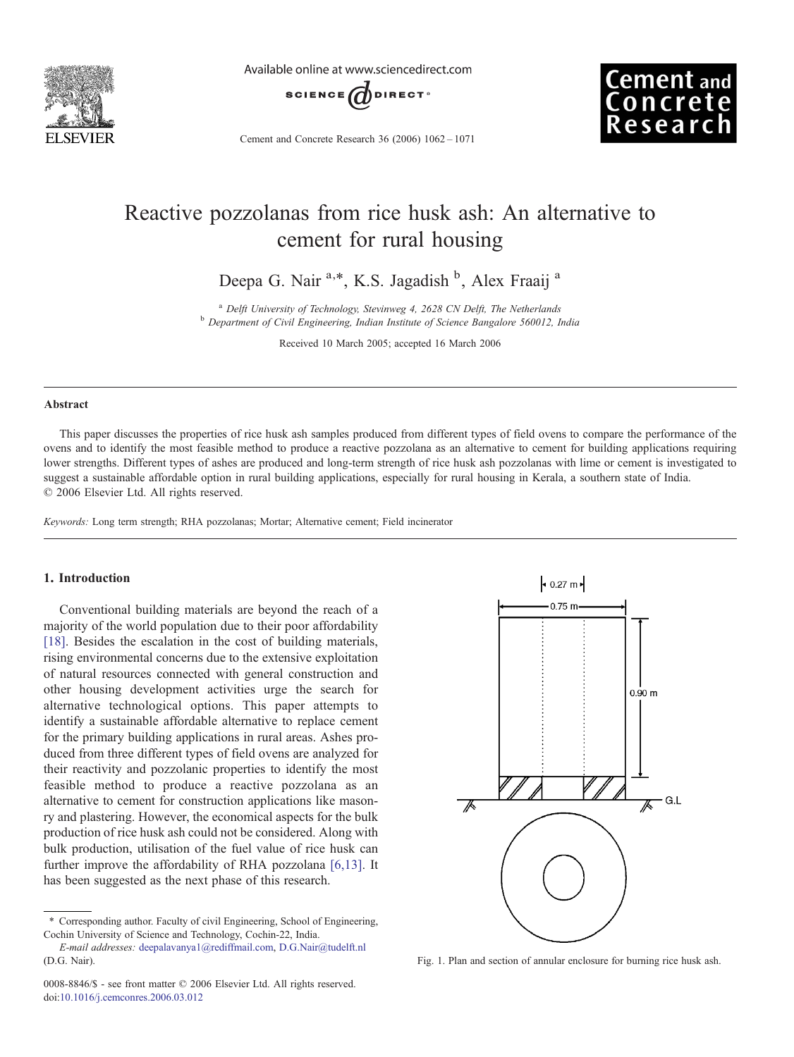# Reactive pozzolanas from rice husk ash: An alternative to cement for rural housing

Deepa G. Nair [a,*], K.S. Jagadish [b], Alex Fraaij [a]

[a] *Delft University of Technology, Stevinweg 4, 2628 CN Delft, The Netherlands*
[b] *Department of Civil Engineering, Indian Institute of Science Bangalore 560012, India*

Received 10 March 2005; accepted 16 March 2006

## Abstract

This paper discusses the properties of rice husk ash samples produced from different types of field ovens to compare the performance of the ovens and to identify the most feasible method to produce a reactive pozzolana as an alternative to cement for building applications requiring lower strengths. Different types of ashes are produced and long-term strength of rice husk ash pozzolanas with lime or cement is investigated to suggest a sustainable affordable option in rural building applications, especially for rural housing in Kerala, a southern state of India.
© 2006 Elsevier Ltd. All rights reserved.

*Keywords:* Long term strength; RHA pozzolanas; Mortar; Alternative cement; Field incinerator

## 1. Introduction

Conventional building materials are beyond the reach of a majority of the world population due to their poor affordability [18]. Besides the escalation in the cost of building materials, rising environmental concerns due to the extensive exploitation of natural resources connected with general construction and other housing development activities urge the search for alternative technological options. This paper attempts to identify a sustainable affordable alternative to replace cement for the primary building applications in rural areas. Ashes produced from three different types of field ovens are analyzed for their reactivity and pozzolanic properties to identify the most feasible method to produce a reactive pozzolana as an alternative to cement for construction applications like masonry and plastering. However, the economical aspects for the bulk production of rice husk ash could not be considered. Along with bulk production, utilisation of the fuel value of rice husk can further improve the affordability of RHA pozzolana [6,13]. It has been suggested as the next phase of this research.

Fig. 1. Plan and section of annular enclosure for burning rice husk ash.

\* Corresponding author. Faculty of civil Engineering, School of Engineering, Cochin University of Science and Technology, Cochin-22, India.
*E-mail addresses:* deepalavanya1@rediffmail.com, D.G.Nair@tudelft.nl (D.G. Nair).

0008-8846/$ - see front matter © 2006 Elsevier Ltd. All rights reserved.
doi:10.1016/j.cemconres.2006.03.012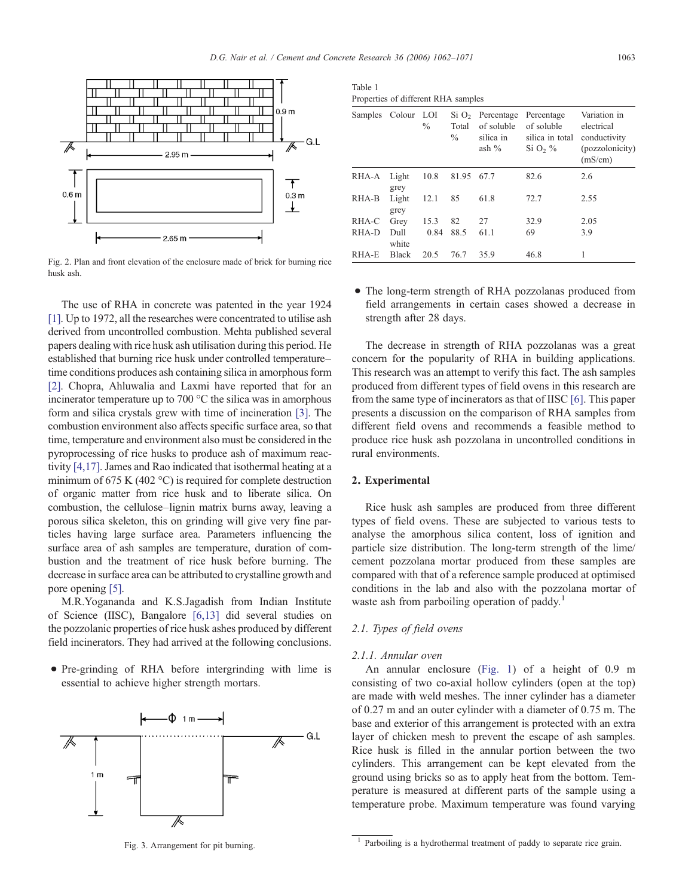Fig. 2. Plan and front elevation of the enclosure made of brick for burning rice husk ash.

The use of RHA in concrete was patented in the year 1924 [1]. Up to 1972, all the researches were concentrated to utilise ash derived from uncontrolled combustion. Mehta published several papers dealing with rice husk ash utilisation during this period. He established that burning rice husk under controlled temperature–time conditions produces ash containing silica in amorphous form [2]. Chopra, Ahluwalia and Laxmi have reported that for an incinerator temperature up to 700 °C the silica was in amorphous form and silica crystals grew with time of incineration [3]. The combustion environment also affects specific surface area, so that time, temperature and environment also must be considered in the pyroprocessing of rice husks to produce ash of maximum reactivity [4,17]. James and Rao indicated that isothermal heating at a minimum of 675 K (402 °C) is required for complete destruction of organic matter from rice husk and to liberate silica. On combustion, the cellulose–lignin matrix burns away, leaving a porous silica skeleton, this on grinding will give very fine particles having large surface area. Parameters influencing the surface area of ash samples are temperature, duration of combustion and the treatment of rice husk before burning. The decrease in surface area can be attributed to crystalline growth and pore opening [5].

M.R.Yogananda and K.S.Jagadish from Indian Institute of Science (IISC), Bangalore [6,13] did several studies on the pozzolanic properties of rice husk ashes produced by different field incinerators. They had arrived at the following conclusions.

- Pre-grinding of RHA before intergrinding with lime is essential to achieve higher strength mortars.
- The long-term strength of RHA pozzolanas produced from field arrangements in certain cases showed a decrease in strength after 28 days.

Fig. 3. Arrangement for pit burning.

Table 1
Properties of different RHA samples

| Samples | Colour | LOI % | $SiO_2$ Total % | Percentage of soluble silica in ash % | Percentage of soluble silica in total $SiO_2$ % | Variation in electrical conductivity (pozzolonicity) (mS/cm) |
|---|---|---|---|---|---|---|
| RHA-A | Light grey | 10.8 | 81.95 | 67.7 | 82.6 | 2.6 |
| RHA-B | Light grey | 12.1 | 85 | 61.8 | 72.7 | 2.55 |
| RHA-C | Grey | 15.3 | 82 | 27 | 32.9 | 2.05 |
| RHA-D | Dull white | 0.84 | 88.5 | 61.1 | 69 | 3.9 |
| RHA-E | Black | 20.5 | 76.7 | 35.9 | 46.8 | 1 |

The decrease in strength of RHA pozzolanas was a great concern for the popularity of RHA in building applications. This research was an attempt to verify this fact. The ash samples produced from different types of field ovens in this research are from the same type of incinerators as that of IISC [6]. This paper presents a discussion on the comparison of RHA samples from different field ovens and recommends a feasible method to produce rice husk ash pozzolana in uncontrolled conditions in rural environments.

## 2. Experimental

Rice husk ash samples are produced from three different types of field ovens. These are subjected to various tests to analyse the amorphous silica content, loss of ignition and particle size distribution. The long-term strength of the lime/cement pozzolana mortar produced from these samples are compared with that of a reference sample produced at optimised conditions in the lab and also with the pozzolana mortar of waste ash from parboiling operation of paddy.[1]

### 2.1. Types of field ovens

#### 2.1.1. Annular oven

An annular enclosure (Fig. 1) of a height of 0.9 m consisting of two co-axial hollow cylinders (open at the top) are made with weld meshes. The inner cylinder has a diameter of 0.27 m and an outer cylinder with a diameter of 0.75 m. The base and exterior of this arrangement is protected with an extra layer of chicken mesh to prevent the escape of ash samples. Rice husk is filled in the annular portion between the two cylinders. This arrangement can be kept elevated from the ground using bricks so as to apply heat from the bottom. Temperature is measured at different parts of the sample using a temperature probe. Maximum temperature was found varying

[1] Parboiling is a hydrothermal treatment of paddy to separate rice grain.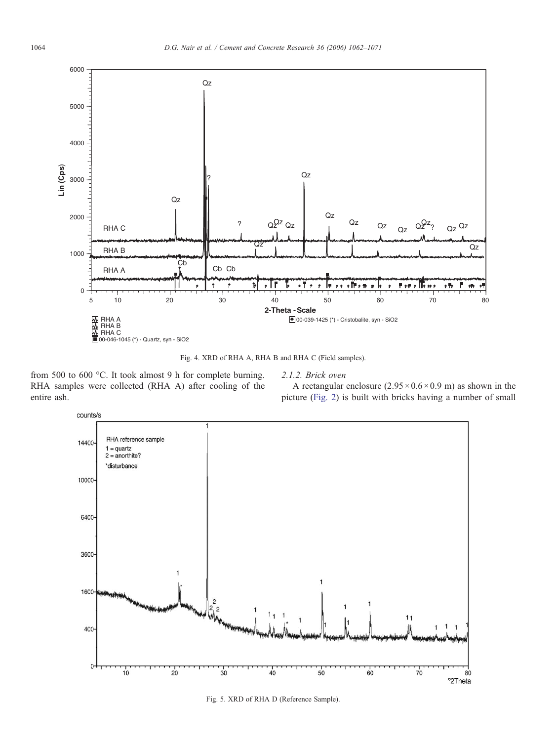Fig. 4. XRD of RHA A, RHA B and RHA C (Field samples).

from 500 to 600 °C. It took almost 9 h for complete burning. RHA samples were collected (RHA A) after cooling of the entire ash.

#### 2.1.2. Brick oven

A rectangular enclosure ($2.95 \times 0.6 \times 0.9$ m) as shown in the picture (Fig. 2) is built with bricks having a number of small

Fig. 5. XRD of RHA D (Reference Sample).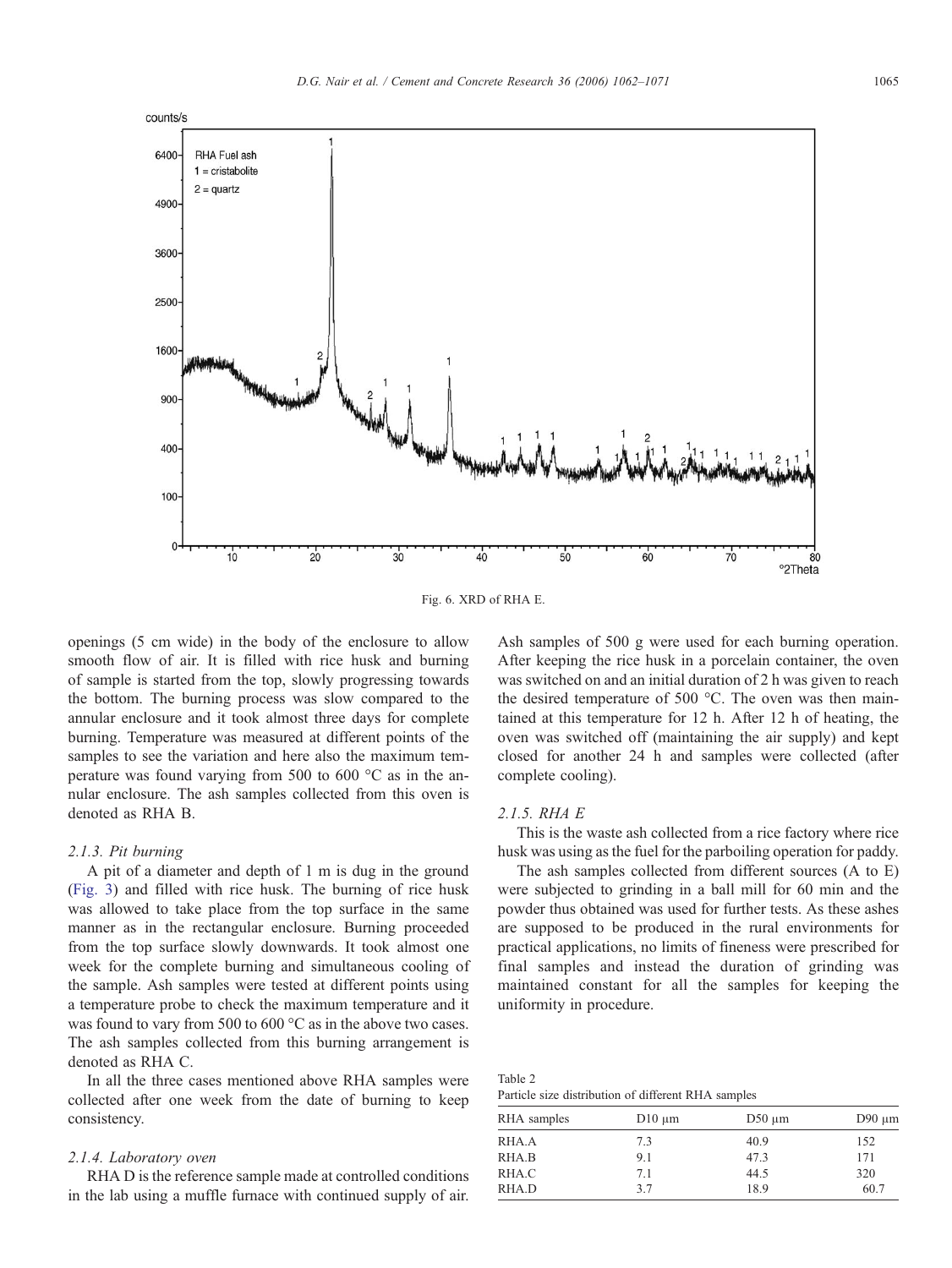Fig. 6. XRD of RHA E.

openings (5 cm wide) in the body of the enclosure to allow smooth flow of air. It is filled with rice husk and burning of sample is started from the top, slowly progressing towards the bottom. The burning process was slow compared to the annular enclosure and it took almost three days for complete burning. Temperature was measured at different points of the samples to see the variation and here also the maximum temperature was found varying from 500 to 600 °C as in the annular enclosure. The ash samples collected from this oven is denoted as RHA B.

### 2.1.3. Pit burning

A pit of a diameter and depth of 1 m is dug in the ground (Fig. 3) and filled with rice husk. The burning of rice husk was allowed to take place from the top surface in the same manner as in the rectangular enclosure. Burning proceeded from the top surface slowly downwards. It took almost one week for the complete burning and simultaneous cooling of the sample. Ash samples were tested at different points using a temperature probe to check the maximum temperature and it was found to vary from 500 to 600 °C as in the above two cases. The ash samples collected from this burning arrangement is denoted as RHA C.

In all the three cases mentioned above RHA samples were collected after one week from the date of burning to keep consistency.

### 2.1.4. Laboratory oven

RHA D is the reference sample made at controlled conditions in the lab using a muffle furnace with continued supply of air. Ash samples of 500 g were used for each burning operation. After keeping the rice husk in a porcelain container, the oven was switched on and an initial duration of 2 h was given to reach the desired temperature of 500 °C. The oven was then maintained at this temperature for 12 h. After 12 h of heating, the oven was switched off (maintaining the air supply) and kept closed for another 24 h and samples were collected (after complete cooling).

### 2.1.5. RHA E

This is the waste ash collected from a rice factory where rice husk was using as the fuel for the parboiling operation for paddy.

The ash samples collected from different sources (A to E) were subjected to grinding in a ball mill for 60 min and the powder thus obtained was used for further tests. As these ashes are supposed to be produced in the rural environments for practical applications, no limits of fineness were prescribed for final samples and instead the duration of grinding was maintained constant for all the samples for keeping the uniformity in procedure.

Table 2
Particle size distribution of different RHA samples

| RHA samples | D10 μm | D50 μm | D90 μm |
|---|---|---|---|
| RHA.A | 7.3 | 40.9 | 152 |
| RHA.B | 9.1 | 47.3 | 171 |
| RHA.C | 7.1 | 44.5 | 320 |
| RHA.D | 3.7 | 18.9 | 60.7 |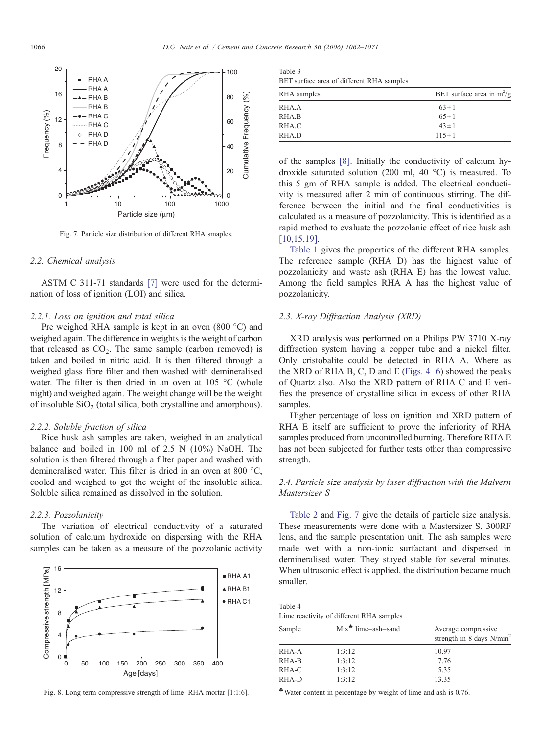Fig. 7. Particle size distribution of different RHA smaples.

### 2.2. Chemical analysis

ASTM C 311-71 standards [7] were used for the determination of loss of ignition (LOI) and silica.

#### 2.2.1. Loss on ignition and total silica

Pre weighed RHA sample is kept in an oven (800 °C) and weighed again. The difference in weights is the weight of carbon that released as $CO_2$. The same sample (carbon removed) is taken and boiled in nitric acid. It is then filtered through a weighed glass fibre filter and then washed with demineralised water. The filter is then dried in an oven at 105 °C (whole night) and weighed again. The weight change will be the weight of insoluble $SiO_2$ (total silica, both crystalline and amorphous).

#### 2.2.2. Soluble fraction of silica

Rice husk ash samples are taken, weighed in an analytical balance and boiled in 100 ml of 2.5 N (10%) NaOH. The solution is then filtered through a filter paper and washed with demineralised water. This filter is dried in an oven at 800 °C, cooled and weighed to get the weight of the insoluble silica. Soluble silica remained as dissolved in the solution.

#### 2.2.3. Pozzolanicity

The variation of electrical conductivity of a saturated solution of calcium hydroxide on dispersing with the RHA samples can be taken as a measure of the pozzolanic activity of the samples [8]. Initially the conductivity of calcium hydroxide saturated solution (200 ml, 40 °C) is measured. To this 5 gm of RHA sample is added. The electrical conductivity is measured after 2 min of continuous stirring. The difference between the initial and the final conductivities is calculated as a measure of pozzolanicity. This is identified as a rapid method to evaluate the pozzolanic effect of rice husk ash [10,15,19].

Fig. 8. Long term compressive strength of lime–RHA mortar [1:1:6].

Table 3
BET surface area of different RHA samples

| RHA samples | BET surface area in $m^2/g$ |
|---|---|
| RHA.A | 63 ± 1 |
| RHA.B | 65 ± 1 |
| RHA.C | 43 ± 1 |
| RHA.D | 115 ± 1 |

Table 1 gives the properties of the different RHA samples. The reference sample (RHA D) has the highest value of pozzolanicity and waste ash (RHA E) has the lowest value. Among the field samples RHA A has the highest value of pozzolanicity.

### 2.3. X-ray Diffraction Analysis (XRD)

XRD analysis was performed on a Philips PW 3710 X-ray diffraction system having a copper tube and a nickel filter. Only cristobalite could be detected in RHA A. Where as the XRD of RHA B, C, D and E (Figs. 4–6) showed the peaks of Quartz also. Also the XRD pattern of RHA C and E verifies the presence of crystalline silica in excess of other RHA samples.

Higher percentage of loss on ignition and XRD pattern of RHA E itself are sufficient to prove the inferiority of RHA samples produced from uncontrolled burning. Therefore RHA E has not been subjected for further tests other than compressive strength.

### 2.4. Particle size analysis by laser diffraction with the Malvern Mastersizer S

Table 2 and Fig. 7 give the details of particle size analysis. These measurements were done with a Mastersizer S, 300RF lens, and the sample presentation unit. The ash samples were made wet with a non-ionic surfactant and dispersed in demineralised water. They stayed stable for several minutes. When ultrasonic effect is applied, the distribution became much smaller.

Table 4
Lime reactivity of different RHA samples

| Sample | Mix♣ lime–ash–sand | Average compressive strength in 8 days $N/mm^2$ |
|---|---|---|
| RHA-A | 1:3:12 | 10.97 |
| RHA-B | 1:3:12 | 7.76 |
| RHA-C | 1:3:12 | 5.35 |
| RHA-D | 1:3:12 | 13.35 |

♣ Water content in percentage by weight of lime and ash is 0.76.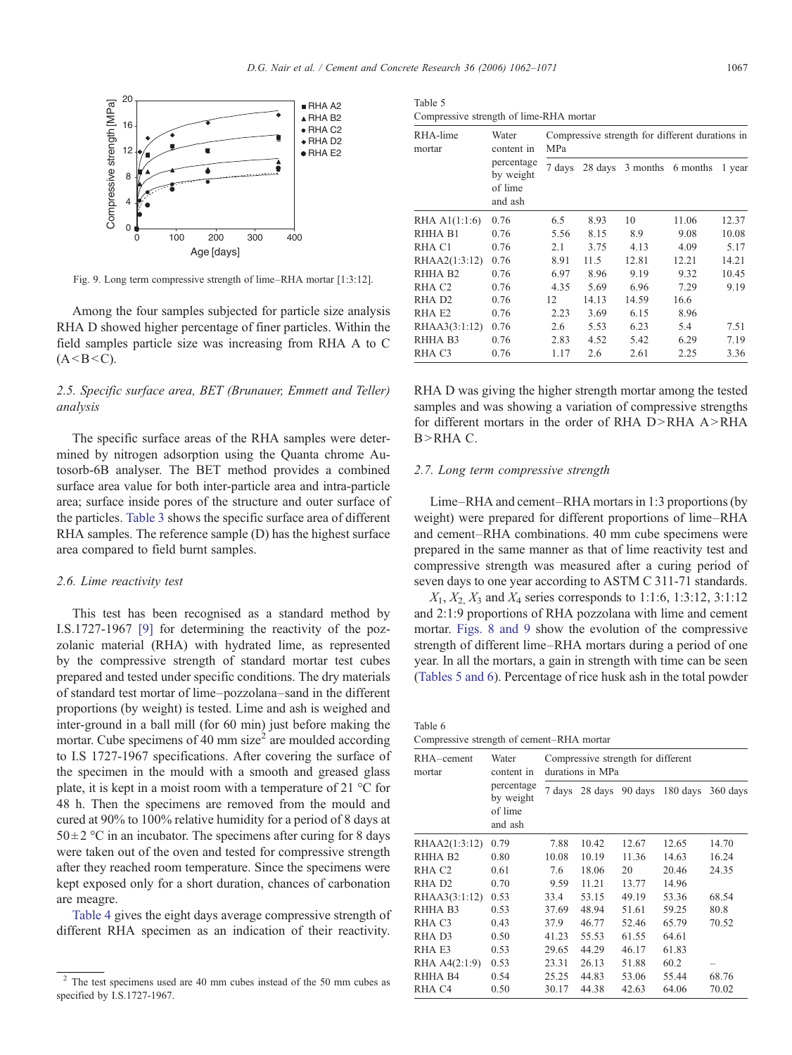Fig. 9. Long term compressive strength of lime–RHA mortar [1:3:12].

Among the four samples subjected for particle size analysis RHA D showed higher percentage of finer particles. Within the field samples particle size was increasing from RHA A to C (A<B<C).

### 2.5. Specific surface area, BET (Brunauer, Emmett and Teller) analysis

The specific surface areas of the RHA samples were determined by nitrogen adsorption using the Quanta chrome Autosorb-6B analyser. The BET method provides a combined surface area value for both inter-particle area and intra-particle area; surface inside pores of the structure and outer surface of the particles. Table 3 shows the specific surface area of different RHA samples. The reference sample (D) has the highest surface area compared to field burnt samples.

### 2.6. Lime reactivity test

This test has been recognised as a standard method by I.S.1727-1967 [9] for determining the reactivity of the pozzolanic material (RHA) with hydrated lime, as represented by the compressive strength of standard mortar test cubes prepared and tested under specific conditions. The dry materials of standard test mortar of lime–pozzolana–sand in the different proportions (by weight) is tested. Lime and ash is weighed and inter-ground in a ball mill (for 60 min) just before making the mortar. Cube specimens of 40 mm size[2] are moulded according to I.S 1727-1967 specifications. After covering the surface of the specimen in the mould with a smooth and greased glass plate, it is kept in a moist room with a temperature of 21 °C for 48 h. Then the specimens are removed from the mould and cured at 90% to 100% relative humidity for a period of 8 days at 50±2 °C in an incubator. The specimens after curing for 8 days were taken out of the oven and tested for compressive strength after they reached room temperature. Since the specimens were kept exposed only for a short duration, chances of carbonation are meagre.

Table 4 gives the eight days average compressive strength of different RHA specimen as an indication of their reactivity.

Table 5
Compressive strength of lime-RHA mortar

| RHA-lime mortar | Water content in percentage by weight of lime and ash | Compressive strength for different durations in MPa | | | | |
|---|---|---|---|---|---|---|
| | | 7 days | 28 days | 3 months | 6 months | 1 year |
| RHA A1(1:1:6) | 0.76 | 6.5 | 8.93 | 10 | 11.06 | 12.37 |
| RHHA B1 | 0.76 | 5.56 | 8.15 | 8.9 | 9.08 | 10.08 |
| RHA C1 | 0.76 | 2.1 | 3.75 | 4.13 | 4.09 | 5.17 |
| RHAA2(1:3:12) | 0.76 | 8.91 | 11.5 | 12.81 | 12.21 | 14.21 |
| RHHA B2 | 0.76 | 6.97 | 8.96 | 9.19 | 9.32 | 10.45 |
| RHA C2 | 0.76 | 4.35 | 5.69 | 6.96 | 7.29 | 9.19 |
| RHA D2 | 0.76 | 12 | 14.13 | 14.59 | 16.6 | |
| RHA E2 | 0.76 | 2.23 | 3.69 | 6.15 | 8.96 | |
| RHAA3(3:1:12) | 0.76 | 2.6 | 5.53 | 6.23 | 5.4 | 7.51 |
| RHHA B3 | 0.76 | 2.83 | 4.52 | 5.42 | 6.29 | 7.19 |
| RHA C3 | 0.76 | 1.17 | 2.6 | 2.61 | 2.25 | 3.36 |

RHA D was giving the higher strength mortar among the tested samples and was showing a variation of compressive strengths for different mortars in the order of RHA D>RHA A>RHA B>RHA C.

### 2.7. Long term compressive strength

Lime–RHA and cement–RHA mortars in 1:3 proportions (by weight) were prepared for different proportions of lime–RHA and cement–RHA combinations. 40 mm cube specimens were prepared in the same manner as that of lime reactivity test and compressive strength was measured after a curing period of seven days to one year according to ASTM C 311-71 standards.

$X_1$, $X_2$, $X_3$ and $X_4$ series corresponds to 1:1:6, 1:3:12, 3:1:12 and 2:1:9 proportions of RHA pozzolana with lime and cement mortar. Figs. 8 and 9 show the evolution of the compressive strength of different lime–RHA mortars during a period of one year. In all the mortars, a gain in strength with time can be seen (Tables 5 and 6). Percentage of rice husk ash in the total powder

Table 6
Compressive strength of cement–RHA mortar

| RHA–cement mortar | Water content in percentage by weight of lime and ash | Compressive strength for different durations in MPa | | | | |
|---|---|---|---|---|---|---|
| | | 7 days | 28 days | 90 days | 180 days | 360 days |
| RHAA2(1:3:12) | 0.79 | 7.88 | 10.42 | 12.67 | 12.65 | 14.70 |
| RHHA B2 | 0.80 | 10.08 | 10.19 | 11.36 | 14.63 | 16.24 |
| RHA C2 | 0.61 | 7.6 | 18.06 | 20 | 20.46 | 24.35 |
| RHA D2 | 0.70 | 9.59 | 11.21 | 13.77 | 14.96 | |
| RHAA3(3:1:12) | 0.53 | 33.4 | 53.15 | 49.19 | 53.36 | 68.54 |
| RHHA B3 | 0.53 | 37.69 | 48.94 | 51.61 | 59.25 | 80.8 |
| RHA C3 | 0.43 | 37.9 | 46.77 | 52.46 | 65.79 | 70.52 |
| RHA D3 | 0.50 | 41.23 | 55.53 | 61.55 | 64.61 | |
| RHA E3 | 0.53 | 29.65 | 44.29 | 46.17 | 61.83 | |
| RHA A4(2:1:9) | 0.53 | 23.31 | 26.13 | 51.88 | 60.2 | – |
| RHHA B4 | 0.54 | 25.25 | 44.83 | 53.06 | 55.44 | 68.76 |
| RHA C4 | 0.50 | 30.17 | 44.38 | 42.63 | 64.06 | 70.02 |

[2] The test specimens used are 40 mm cubes instead of the 50 mm cubes as specified by I.S.1727-1967.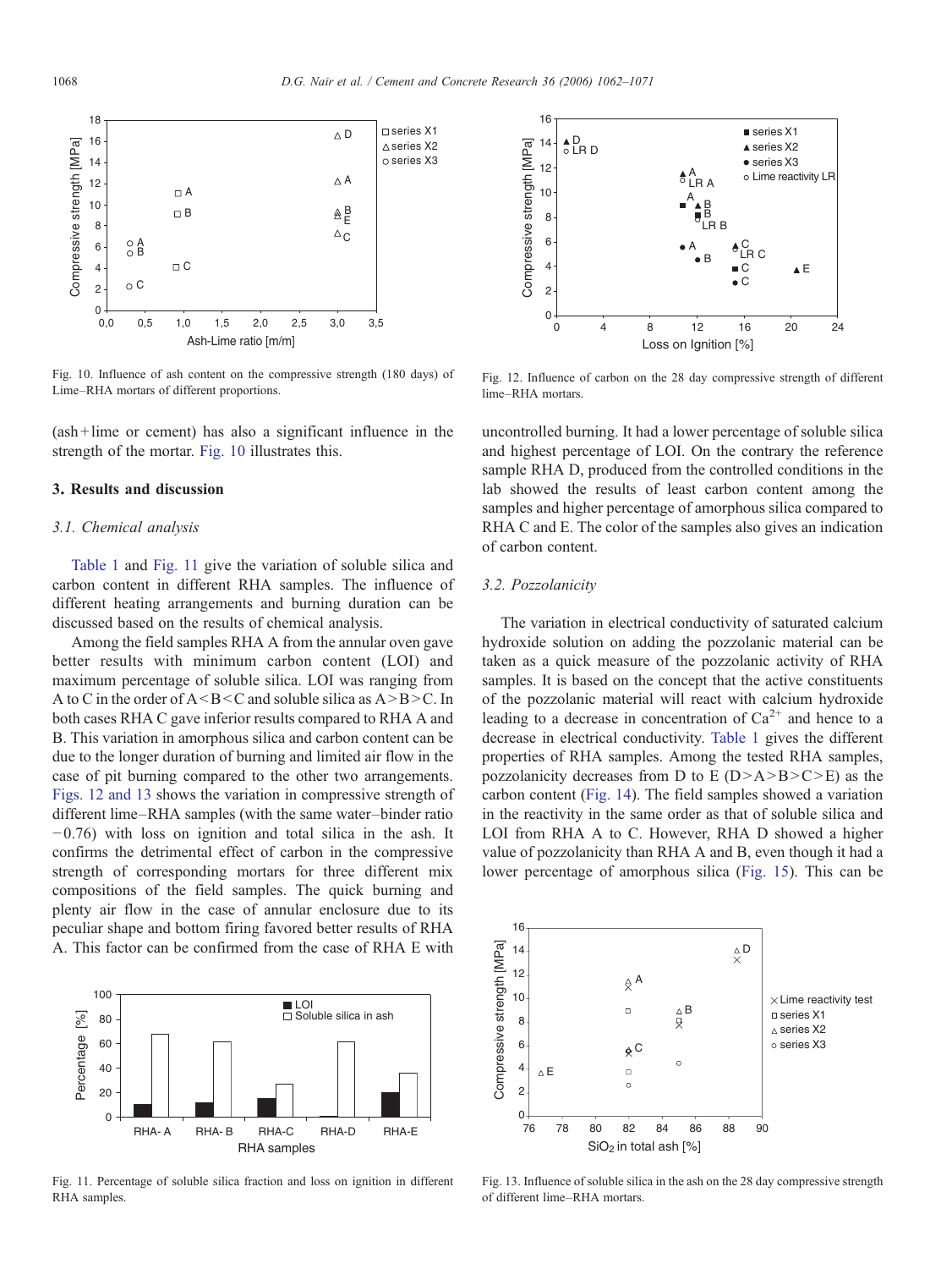Fig. 10. Influence of ash content on the compressive strength (180 days) of Lime–RHA mortars of different proportions.

(ash + lime or cement) has also a significant influence in the strength of the mortar. Fig. 10 illustrates this.

## 3. Results and discussion

### 3.1. Chemical analysis

Table 1 and Fig. 11 give the variation of soluble silica and carbon content in different RHA samples. The influence of different heating arrangements and burning duration can be discussed based on the results of chemical analysis.

Among the field samples RHA A from the annular oven gave better results with minimum carbon content (LOI) and maximum percentage of soluble silica. LOI was ranging from A to C in the order of A < B < C and soluble silica as A > B > C. In both cases RHA C gave inferior results compared to RHA A and B. This variation in amorphous silica and carbon content can be due to the longer duration of burning and limited air flow in the case of pit burning compared to the other two arrangements. Figs. 12 and 13 shows the variation in compressive strength of different lime–RHA samples (with the same water–binder ratio −0.76) with loss on ignition and total silica in the ash. It confirms the detrimental effect of carbon in the compressive strength of corresponding mortars for three different mix compositions of the field samples. The quick burning and plenty air flow in the case of annular enclosure due to its peculiar shape and bottom firing favored better results of RHA A. This factor can be confirmed from the case of RHA E with uncontrolled burning. It had a lower percentage of soluble silica and highest percentage of LOI. On the contrary the reference sample RHA D, produced from the controlled conditions in the lab showed the results of least carbon content among the samples and higher percentage of amorphous silica compared to RHA C and E. The color of the samples also gives an indication of carbon content.

Fig. 11. Percentage of soluble silica fraction and loss on ignition in different RHA samples.

Fig. 12. Influence of carbon on the 28 day compressive strength of different lime–RHA mortars.

### 3.2. Pozzolanicity

The variation in electrical conductivity of saturated calcium hydroxide solution on adding the pozzolanic material can be taken as a quick measure of the pozzolanic activity of RHA samples. It is based on the concept that the active constituents of the pozzolanic material will react with calcium hydroxide leading to a decrease in concentration of $Ca^{2+}$ and hence to a decrease in electrical conductivity. Table 1 gives the different properties of RHA samples. Among the tested RHA samples, pozzolanicity decreases from D to E (D > A > B > C > E) as the carbon content (Fig. 14). The field samples showed a variation in the reactivity in the same order as that of soluble silica and LOI from RHA A to C. However, RHA D showed a higher value of pozzolanicity than RHA A and B, even though it had a lower percentage of amorphous silica (Fig. 15). This can be

Fig. 13. Influence of soluble silica in the ash on the 28 day compressive strength of different lime–RHA mortars.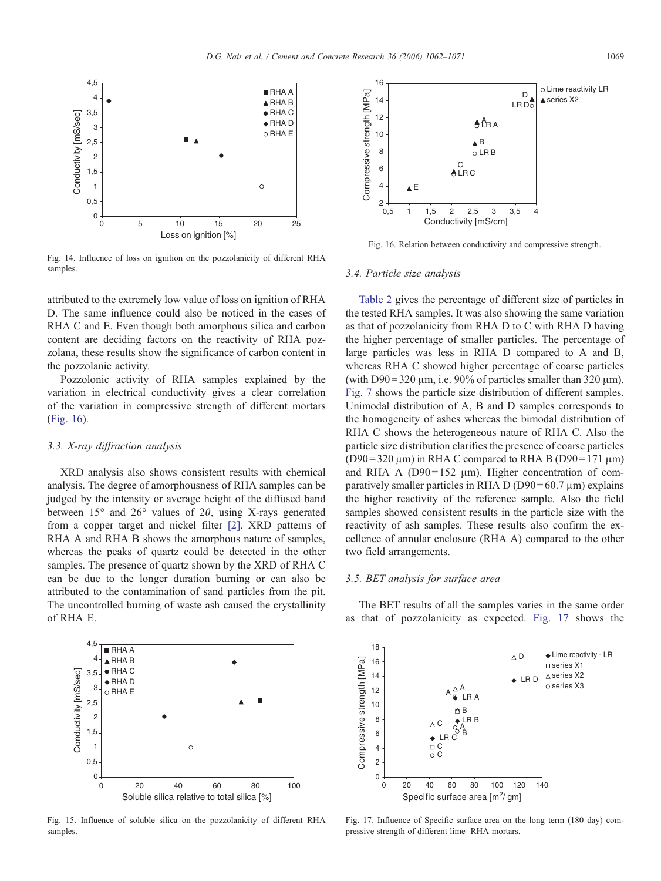Fig. 14. Influence of loss on ignition on the pozzolanicity of different RHA samples.

attributed to the extremely low value of loss on ignition of RHA D. The same influence could also be noticed in the cases of RHA C and E. Even though both amorphous silica and carbon content are deciding factors on the reactivity of RHA pozzolana, these results show the significance of carbon content in the pozzolanic activity.

Pozzolonic activity of RHA samples explained by the variation in electrical conductivity gives a clear correlation of the variation in compressive strength of different mortars (Fig. 16).

### 3.3. X-ray diffraction analysis

XRD analysis also shows consistent results with chemical analysis. The degree of amorphousness of RHA samples can be judged by the intensity or average height of the diffused band between 15° and 26° values of 2$\theta$, using X-rays generated from a copper target and nickel filter [2]. XRD patterns of RHA A and RHA B shows the amorphous nature of samples, whereas the peaks of quartz could be detected in the other samples. The presence of quartz shown by the XRD of RHA C can be due to the longer duration burning or can also be attributed to the contamination of sand particles from the pit. The uncontrolled burning of waste ash caused the crystallinity of RHA E.

Fig. 15. Influence of soluble silica on the pozzolanicity of different RHA samples.

Fig. 16. Relation between conductivity and compressive strength.

### 3.4. Particle size analysis

Table 2 gives the percentage of different size of particles in the tested RHA samples. It was also showing the same variation as that of pozzolanicity from RHA D to C with RHA D having the higher percentage of smaller particles. The percentage of large particles was less in RHA D compared to A and B, whereas RHA C showed higher percentage of coarse particles (with D90 = 320 μm, i.e. 90% of particles smaller than 320 μm). Fig. 7 shows the particle size distribution of different samples. Unimodal distribution of A, B and D samples corresponds to the homogeneity of ashes whereas the bimodal distribution of RHA C shows the heterogeneous nature of RHA C. Also the particle size distribution clarifies the presence of coarse particles (D90 = 320 μm) in RHA C compared to RHA B (D90 = 171 μm) and RHA A (D90 = 152 μm). Higher concentration of comparatively smaller particles in RHA D (D90 = 60.7 μm) explains the higher reactivity of the reference sample. Also the field samples showed consistent results in the particle size with the reactivity of ash samples. These results also confirm the excellence of annular enclosure (RHA A) compared to the other two field arrangements.

### 3.5. BET analysis for surface area

The BET results of all the samples varies in the same order as that of pozzolanicity as expected. Fig. 17 shows the

Fig. 17. Influence of Specific surface area on the long term (180 day) compressive strength of different lime–RHA mortars.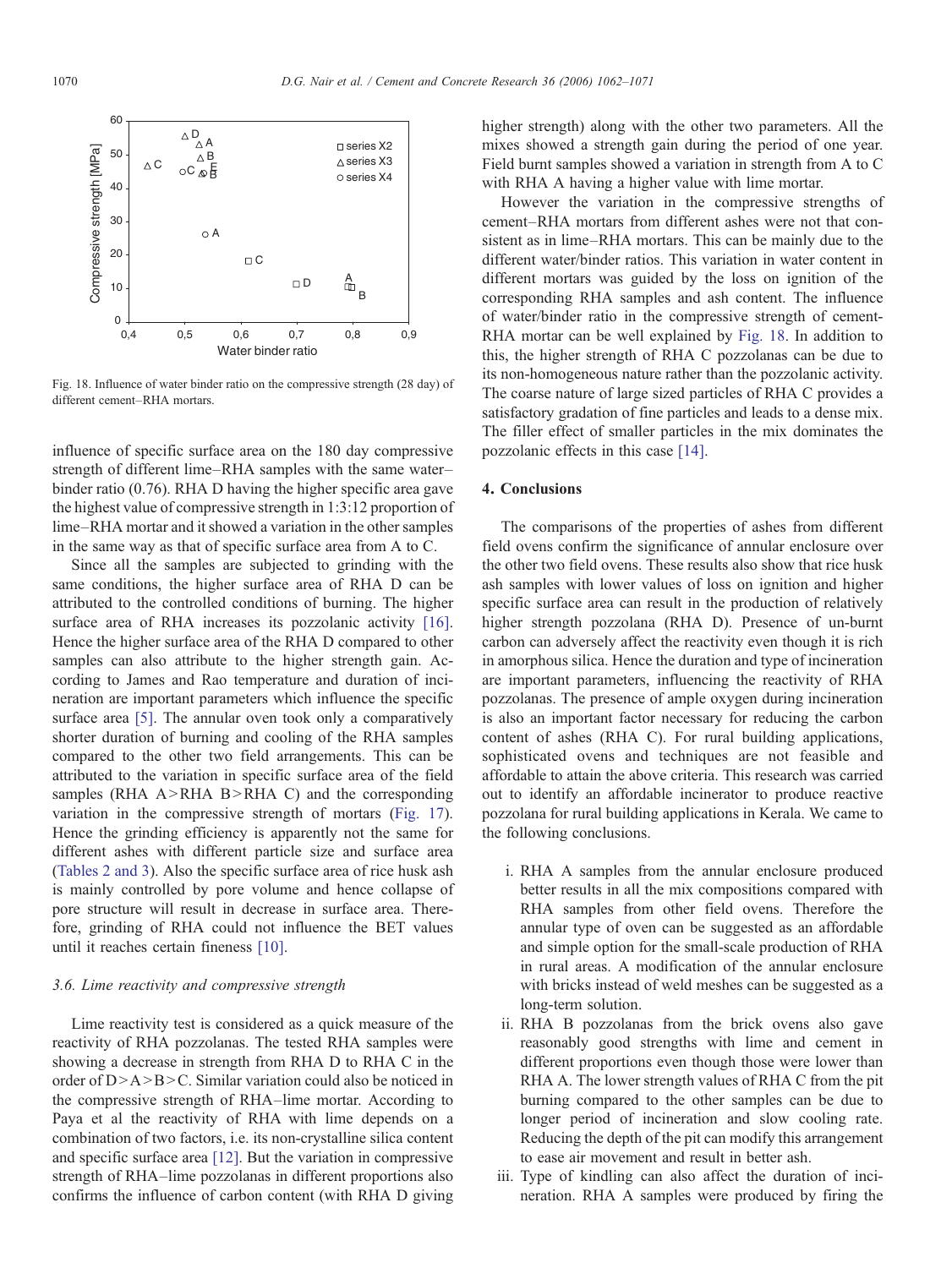60
50
40
30
20
10
0
Compressive strength [MPa]
0,4
0,5
0,6
0,7
0,8
0,9
Water binder ratio
□ series X2
△ series X3
○ series X4
D
A
B
C
C
E
B
A
C
D
A
B

Fig. 18. Influence of water binder ratio on the compressive strength (28 day) of different cement–RHA mortars.

influence of specific surface area on the 180 day compressive strength of different lime–RHA samples with the same water–binder ratio (0.76). RHA D having the higher specific area gave the highest value of compressive strength in 1:3:12 proportion of lime–RHA mortar and it showed a variation in the other samples in the same way as that of specific surface area from A to C.

Since all the samples are subjected to grinding with the same conditions, the higher surface area of RHA D can be attributed to the controlled conditions of burning. The higher surface area of RHA increases its pozzolanic activity [16]. Hence the higher surface area of the RHA D compared to other samples can also attribute to the higher strength gain. According to James and Rao temperature and duration of incineration are important parameters which influence the specific surface area [5]. The annular oven took only a comparatively shorter duration of burning and cooling of the RHA samples compared to the other two field arrangements. This can be attributed to the variation in specific surface area of the field samples (RHA A > RHA B > RHA C) and the corresponding variation in the compressive strength of mortars (Fig. 17). Hence the grinding efficiency is apparently not the same for different ashes with different particle size and surface area (Tables 2 and 3). Also the specific surface area of rice husk ash is mainly controlled by pore volume and hence collapse of pore structure will result in decrease in surface area. Therefore, grinding of RHA could not influence the BET values until it reaches certain fineness [10].

### 3.6. Lime reactivity and compressive strength

Lime reactivity test is considered as a quick measure of the reactivity of RHA pozzolanas. The tested RHA samples were showing a decrease in strength from RHA D to RHA C in the order of D > A > B > C. Similar variation could also be noticed in the compressive strength of RHA–lime mortar. According to Paya et al the reactivity of RHA with lime depends on a combination of two factors, i.e. its non-crystalline silica content and specific surface area [12]. But the variation in compressive strength of RHA–lime pozzolanas in different proportions also confirms the influence of carbon content (with RHA D giving higher strength) along with the other two parameters. All the mixes showed a strength gain during the period of one year. Field burnt samples showed a variation in strength from A to C with RHA A having a higher value with lime mortar.

However the variation in the compressive strengths of cement–RHA mortars from different ashes were not that consistent as in lime–RHA mortars. This can be mainly due to the different water/binder ratios. This variation in water content in different mortars was guided by the loss on ignition of the corresponding RHA samples and ash content. The influence of water/binder ratio in the compressive strength of cement-RHA mortar can be well explained by Fig. 18. In addition to this, the higher strength of RHA C pozzolanas can be due to its non-homogeneous nature rather than the pozzolanic activity. The coarse nature of large sized particles of RHA C provides a satisfactory gradation of fine particles and leads to a dense mix. The filler effect of smaller particles in the mix dominates the pozzolanic effects in this case [14].

## 4. Conclusions

The comparisons of the properties of ashes from different field ovens confirm the significance of annular enclosure over the other two field ovens. These results also show that rice husk ash samples with lower values of loss on ignition and higher specific surface area can result in the production of relatively higher strength pozzolana (RHA D). Presence of un-burnt carbon can adversely affect the reactivity even though it is rich in amorphous silica. Hence the duration and type of incineration are important parameters, influencing the reactivity of RHA pozzolanas. The presence of ample oxygen during incineration is also an important factor necessary for reducing the carbon content of ashes (RHA C). For rural building applications, sophisticated ovens and techniques are not feasible and affordable to attain the above criteria. This research was carried out to identify an affordable incinerator to produce reactive pozzolana for rural building applications in Kerala. We came to the following conclusions.

i. RHA A samples from the annular enclosure produced better results in all the mix compositions compared with RHA samples from other field ovens. Therefore the annular type of oven can be suggested as an affordable and simple option for the small-scale production of RHA in rural areas. A modification of the annular enclosure with bricks instead of weld meshes can be suggested as a long-term solution.
ii. RHA B pozzolanas from the brick ovens also gave reasonably good strengths with lime and cement in different proportions even though those were lower than RHA A. The lower strength values of RHA C from the pit burning compared to the other samples can be due to longer period of incineration and slow cooling rate. Reducing the depth of the pit can modify this arrangement to ease air movement and result in better ash.
iii. Type of kindling can also affect the duration of incineration. RHA A samples were produced by firing the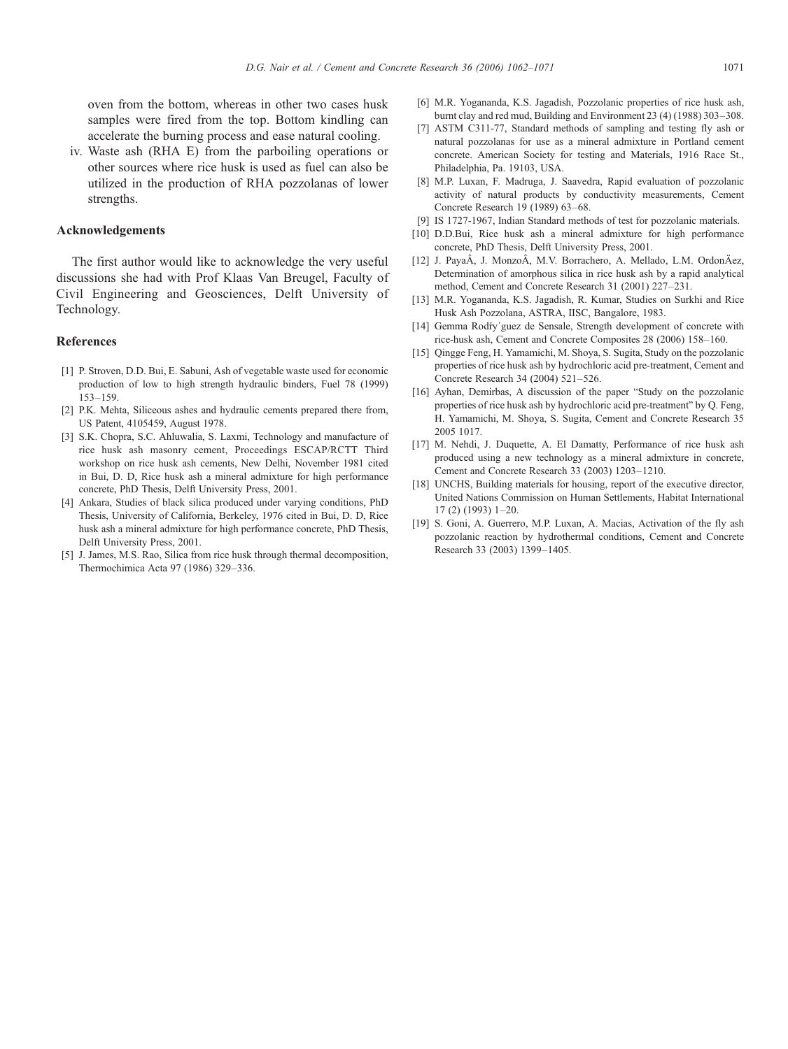oven from the bottom, whereas in other two cases husk samples were fired from the top. Bottom kindling can accelerate the burning process and ease natural cooling.

iv. Waste ash (RHA E) from the parboiling operations or other sources where rice husk is used as fuel can also be utilized in the production of RHA pozzolanas of lower strengths.

## Acknowledgements

The first author would like to acknowledge the very useful discussions she had with Prof Klaas Van Breugel, Faculty of Civil Engineering and Geosciences, Delft University of Technology.

## References

[1] P. Stroven, D.D. Bui, E. Sabuni, Ash of vegetable waste used for economic production of low to high strength hydraulic binders, Fuel 78 (1999) 153–159.

[2] P.K. Mehta, Siliceous ashes and hydraulic cements prepared there from, US Patent, 4105459, August 1978.

[3] S.K. Chopra, S.C. Ahluwalia, S. Laxmi, Technology and manufacture of rice husk ash masonry cement, Proceedings ESCAP/RCTT Third workshop on rice husk ash cements, New Delhi, November 1981 cited in Bui, D. D, Rice husk ash a mineral admixture for high performance concrete, PhD Thesis, Delft University Press, 2001.

[4] Ankara, Studies of black silica produced under varying conditions, PhD Thesis, University of California, Berkeley, 1976 cited in Bui, D. D, Rice husk ash a mineral admixture for high performance concrete, PhD Thesis, Delft University Press, 2001.

[5] J. James, M.S. Rao, Silica from rice husk through thermal decomposition, Thermochimica Acta 97 (1986) 329–336.

[6] M.R. Yogananda, K.S. Jagadish, Pozzolanic properties of rice husk ash, burnt clay and red mud, Building and Environment 23 (4) (1988) 303–308.

[7] ASTM C311-77, Standard methods of sampling and testing fly ash or natural pozzolanas for use as a mineral admixture in Portland cement concrete. American Society for testing and Materials, 1916 Race St., Philadelphia, Pa. 19103, USA.

[8] M.P. Luxan, F. Madruga, J. Saavedra, Rapid evaluation of pozzolanic activity of natural products by conductivity measurements, Cement Concrete Research 19 (1989) 63–68.

[9] IS 1727-1967, Indian Standard methods of test for pozzolanic materials.

[10] D.D.Bui, Rice husk ash a mineral admixture for high performance concrete, PhD Thesis, Delft University Press, 2001.

[12] J. PayaÂ, J. MonzoÂ, M.V. Borrachero, A. Mellado, L.M. OrdonÄez, Determination of amorphous silica in rice husk ash by a rapid analytical method, Cement and Concrete Research 31 (2001) 227–231.

[13] M.R. Yogananda, K.S. Jagadish, R. Kumar, Studies on Surkhi and Rice Husk Ash Pozzolana, ASTRA, IISC, Bangalore, 1983.

[14] Gemma Rodrý´guez de Sensale, Strength development of concrete with rice-husk ash, Cement and Concrete Composites 28 (2006) 158–160.

[15] Qingge Feng, H. Yamamichi, M. Shoya, S. Sugita, Study on the pozzolanic properties of rice husk ash by hydrochloric acid pre-treatment, Cement and Concrete Research 34 (2004) 521–526.

[16] Ayhan, Demirbas, A discussion of the paper "Study on the pozzolanic properties of rice husk ash by hydrochloric acid pre-treatment" by Q. Feng, H. Yamamichi, M. Shoya, S. Sugita, Cement and Concrete Research 35 2005 1017.

[17] M. Nehdi, J. Duquette, A. El Damatty, Performance of rice husk ash produced using a new technology as a mineral admixture in concrete, Cement and Concrete Research 33 (2003) 1203–1210.

[18] UNCHS, Building materials for housing, report of the executive director, United Nations Commission on Human Settlements, Habitat International 17 (2) (1993) 1–20.

[19] S. Goni, A. Guerrero, M.P. Luxan, A. Macias, Activation of the fly ash pozzolanic reaction by hydrothermal conditions, Cement and Concrete Research 33 (2003) 1399–1405.